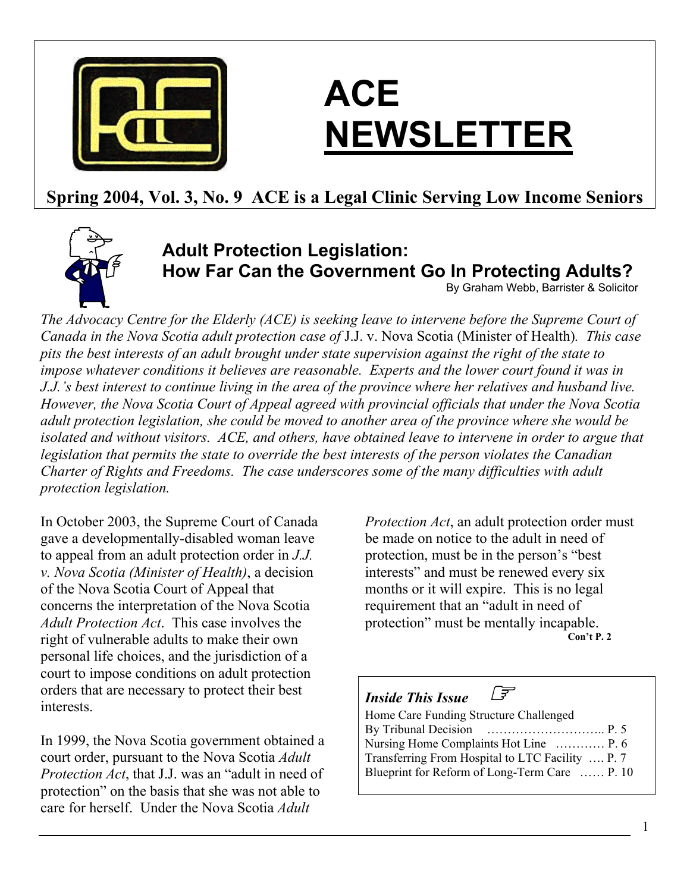# ACE NEWSLETTER

**Spring 2004, Vol. 3, No. 9 ACE is a Legal Clinic Serving Low Income Seniors**

## Adult Protection Legislation: How Far Can the Government Go In Protecting Adults?

By Graham Webb, Barrister & Solicitor

*The Advocacy Centre for the Elderly (ACE) is seeking leave to intervene before the Supreme Court of Canada in the Nova Scotia adult protection case of* J.J. v. Nova Scotia (Minister of Health)*. This case pits the best interests of an adult brought under state supervision against the right of the state to impose whatever conditions it believes are reasonable. Experts and the lower court found it was in J.J.'s best interest to continue living in the area of the province where her relatives and husband live. However, the Nova Scotia Court of Appeal agreed with provincial officials that under the Nova Scotia adult protection legislation, she could be moved to another area of the province where she would be isolated and without visitors. ACE, and others, have obtained leave to intervene in order to argue that legislation that permits the state to override the best interests of the person violates the Canadian Charter of Rights and Freedoms. The case underscores some of the many difficulties with adult protection legislation.*

In October 2003, the Supreme Court of Canada gave a developmentally-disabled woman leave to appeal from an adult protection order in *J.J. v. Nova Scotia (Minister of Health)*, a decision of the Nova Scotia Court of Appeal that concerns the interpretation of the Nova Scotia *Adult Protection Act*. This case involves the right of vulnerable adults to make their own personal life choices, and the jurisdiction of a court to impose conditions on adult protection orders that are necessary to protect their best interests.

In 1999, the Nova Scotia government obtained a court order, pursuant to the Nova Scotia *Adult Protection Act*, that J.J. was an "adult in need of protection" on the basis that she was not able to care for herself. Under the Nova Scotia *Adult Protection Act*, an adult protection order must be made on notice to the adult in need of protection, must be in the person's "best interests" and must be renewed every six months or it will expire. This is no legal requirement that an "adult in need of protection" must be mentally incapable.

**Con't P. 2**

---

***Inside This Issue*** ☞

- Home Care Funding Structure Challenged By Tribunal Decision ……………………….. P. 5
- Nursing Home Complaints Hot Line ………… P. 6
- Transferring From Hospital to LTC Facility …. P. 7
- Blueprint for Reform of Long-Term Care …… P. 10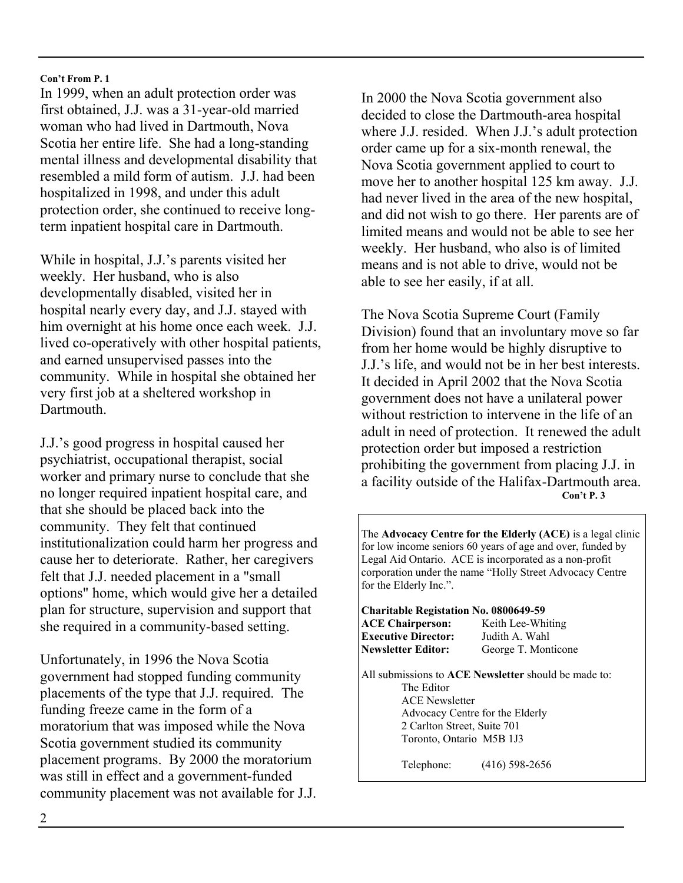**Con't From P. 1**

In 1999, when an adult protection order was first obtained, J.J. was a 31-year-old married woman who had lived in Dartmouth, Nova Scotia her entire life. She had a long-standing mental illness and developmental disability that resembled a mild form of autism. J.J. had been hospitalized in 1998, and under this adult protection order, she continued to receive long-term inpatient hospital care in Dartmouth.

While in hospital, J.J.'s parents visited her weekly. Her husband, who is also developmentally disabled, visited her in hospital nearly every day, and J.J. stayed with him overnight at his home once each week. J.J. lived co-operatively with other hospital patients, and earned unsupervised passes into the community. While in hospital she obtained her very first job at a sheltered workshop in Dartmouth.

J.J.'s good progress in hospital caused her psychiatrist, occupational therapist, social worker and primary nurse to conclude that she no longer required inpatient hospital care, and that she should be placed back into the community. They felt that continued institutionalization could harm her progress and cause her to deteriorate. Rather, her caregivers felt that J.J. needed placement in a "small options" home, which would give her a detailed plan for structure, supervision and support that she required in a community-based setting.

Unfortunately, in 1996 the Nova Scotia government had stopped funding community placements of the type that J.J. required. The funding freeze came in the form of a moratorium that was imposed while the Nova Scotia government studied its community placement programs. By 2000 the moratorium was still in effect and a government-funded community placement was not available for J.J.

In 2000 the Nova Scotia government also decided to close the Dartmouth-area hospital where J.J. resided. When J.J.'s adult protection order came up for a six-month renewal, the Nova Scotia government applied to court to move her to another hospital 125 km away. J.J. had never lived in the area of the new hospital, and did not wish to go there. Her parents are of limited means and would not be able to see her weekly. Her husband, who also is of limited means and is not able to drive, would not be able to see her easily, if at all.

The Nova Scotia Supreme Court (Family Division) found that an involuntary move so far from her home would be highly disruptive to J.J.'s life, and would not be in her best interests. It decided in April 2002 that the Nova Scotia government does not have a unilateral power without restriction to intervene in the life of an adult in need of protection. It renewed the adult protection order but imposed a restriction prohibiting the government from placing J.J. in a facility outside of the Halifax-Dartmouth area.

**Con't P. 3**

The **Advocacy Centre for the Elderly (ACE)** is a legal clinic for low income seniors 60 years of age and over, funded by Legal Aid Ontario. ACE is incorporated as a non-profit corporation under the name "Holly Street Advocacy Centre for the Elderly Inc.".

**Charitable Registation No. 0800649-59**
**ACE Chairperson:** Keith Lee-Whiting
**Executive Director:** Judith A. Wahl
**Newsletter Editor:** George T. Monticone

All submissions to **ACE Newsletter** should be made to:

The Editor
ACE Newsletter
Advocacy Centre for the Elderly
2 Carlton Street, Suite 701
Toronto, Ontario M5B 1J3

Telephone: (416) 598-2656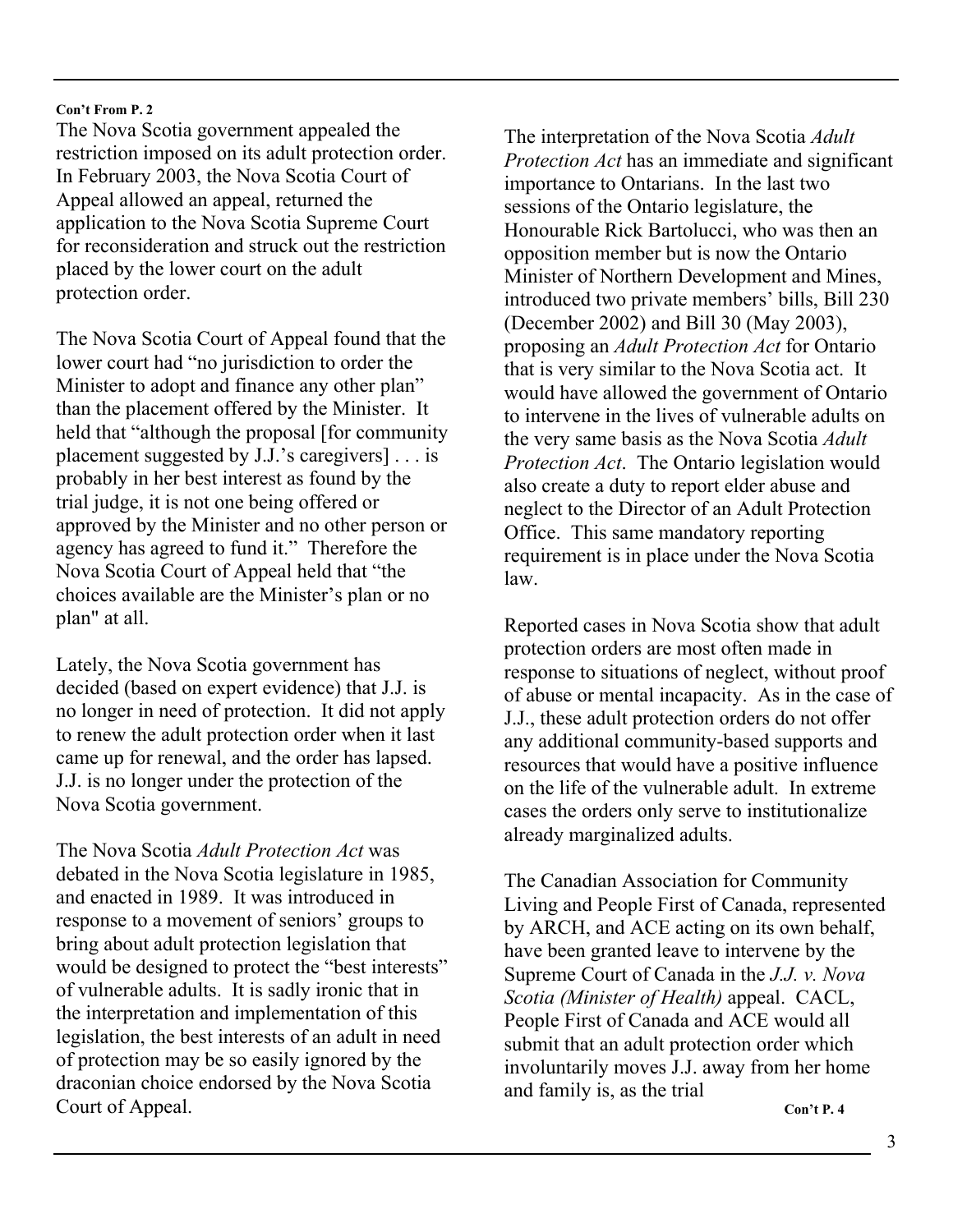**Con't From P. 2**

The Nova Scotia government appealed the restriction imposed on its adult protection order. In February 2003, the Nova Scotia Court of Appeal allowed an appeal, returned the application to the Nova Scotia Supreme Court for reconsideration and struck out the restriction placed by the lower court on the adult protection order.

The Nova Scotia Court of Appeal found that the lower court had "no jurisdiction to order the Minister to adopt and finance any other plan" than the placement offered by the Minister. It held that "although the proposal [for community placement suggested by J.J.'s caregivers] . . . is probably in her best interest as found by the trial judge, it is not one being offered or approved by the Minister and no other person or agency has agreed to fund it." Therefore the Nova Scotia Court of Appeal held that "the choices available are the Minister's plan or no plan" at all.

Lately, the Nova Scotia government has decided (based on expert evidence) that J.J. is no longer in need of protection. It did not apply to renew the adult protection order when it last came up for renewal, and the order has lapsed. J.J. is no longer under the protection of the Nova Scotia government.

The Nova Scotia *Adult Protection Act* was debated in the Nova Scotia legislature in 1985, and enacted in 1989. It was introduced in response to a movement of seniors' groups to bring about adult protection legislation that would be designed to protect the "best interests" of vulnerable adults. It is sadly ironic that in the interpretation and implementation of this legislation, the best interests of an adult in need of protection may be so easily ignored by the draconian choice endorsed by the Nova Scotia Court of Appeal.

The interpretation of the Nova Scotia *Adult Protection Act* has an immediate and significant importance to Ontarians. In the last two sessions of the Ontario legislature, the Honourable Rick Bartolucci, who was then an opposition member but is now the Ontario Minister of Northern Development and Mines, introduced two private members' bills, Bill 230 (December 2002) and Bill 30 (May 2003), proposing an *Adult Protection Act* for Ontario that is very similar to the Nova Scotia act. It would have allowed the government of Ontario to intervene in the lives of vulnerable adults on the very same basis as the Nova Scotia *Adult Protection Act*. The Ontario legislation would also create a duty to report elder abuse and neglect to the Director of an Adult Protection Office. This same mandatory reporting requirement is in place under the Nova Scotia law.

Reported cases in Nova Scotia show that adult protection orders are most often made in response to situations of neglect, without proof of abuse or mental incapacity. As in the case of J.J., these adult protection orders do not offer any additional community-based supports and resources that would have a positive influence on the life of the vulnerable adult. In extreme cases the orders only serve to institutionalize already marginalized adults.

The Canadian Association for Community Living and People First of Canada, represented by ARCH, and ACE acting on its own behalf, have been granted leave to intervene by the Supreme Court of Canada in the *J.J. v. Nova Scotia (Minister of Health)* appeal. CACL, People First of Canada and ACE would all submit that an adult protection order which involuntarily moves J.J. away from her home and family is, as the trial

**Con't P. 4**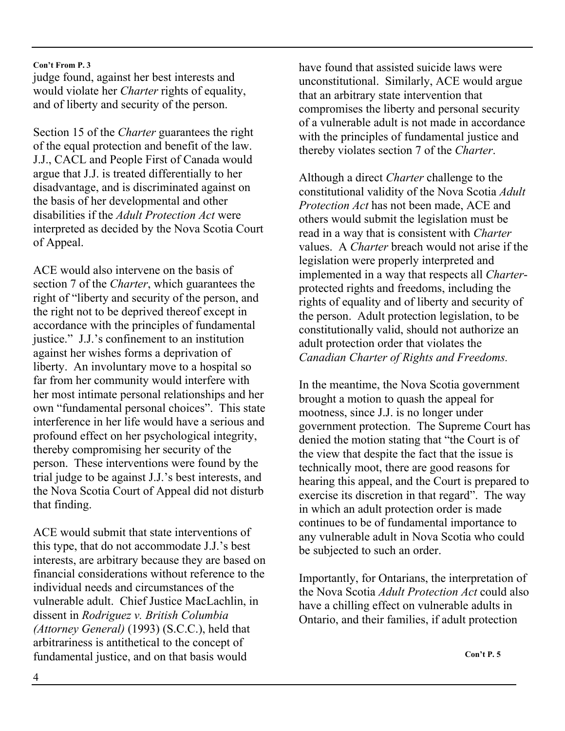**Con't From P. 3**

judge found, against her best interests and would violate her *Charter* rights of equality, and of liberty and security of the person.

Section 15 of the *Charter* guarantees the right of the equal protection and benefit of the law. J.J., CACL and People First of Canada would argue that J.J. is treated differentially to her disadvantage, and is discriminated against on the basis of her developmental and other disabilities if the *Adult Protection Act* were interpreted as decided by the Nova Scotia Court of Appeal.

ACE would also intervene on the basis of section 7 of the *Charter*, which guarantees the right of "liberty and security of the person, and the right not to be deprived thereof except in accordance with the principles of fundamental justice." J.J.'s confinement to an institution against her wishes forms a deprivation of liberty. An involuntary move to a hospital so far from her community would interfere with her most intimate personal relationships and her own "fundamental personal choices". This state interference in her life would have a serious and profound effect on her psychological integrity, thereby compromising her security of the person. These interventions were found by the trial judge to be against J.J.'s best interests, and the Nova Scotia Court of Appeal did not disturb that finding.

ACE would submit that state interventions of this type, that do not accommodate J.J.'s best interests, are arbitrary because they are based on financial considerations without reference to the individual needs and circumstances of the vulnerable adult. Chief Justice MacLachlin, in dissent in *Rodriguez v. British Columbia (Attorney General)* (1993) (S.C.C.), held that arbitrariness is antithetical to the concept of fundamental justice, and on that basis would have found that assisted suicide laws were unconstitutional. Similarly, ACE would argue that an arbitrary state intervention that compromises the liberty and personal security of a vulnerable adult is not made in accordance with the principles of fundamental justice and thereby violates section 7 of the *Charter*.

Although a direct *Charter* challenge to the constitutional validity of the Nova Scotia *Adult Protection Act* has not been made, ACE and others would submit the legislation must be read in a way that is consistent with *Charter* values. A *Charter* breach would not arise if the legislation were properly interpreted and implemented in a way that respects all *Charter*-protected rights and freedoms, including the rights of equality and of liberty and security of the person. Adult protection legislation, to be constitutionally valid, should not authorize an adult protection order that violates the *Canadian Charter of Rights and Freedoms.*

In the meantime, the Nova Scotia government brought a motion to quash the appeal for mootness, since J.J. is no longer under government protection. The Supreme Court has denied the motion stating that "the Court is of the view that despite the fact that the issue is technically moot, there are good reasons for hearing this appeal, and the Court is prepared to exercise its discretion in that regard". The way in which an adult protection order is made continues to be of fundamental importance to any vulnerable adult in Nova Scotia who could be subjected to such an order.

Importantly, for Ontarians, the interpretation of the Nova Scotia *Adult Protection Act* could also have a chilling effect on vulnerable adults in Ontario, and their families, if adult protection

**Con't P. 5**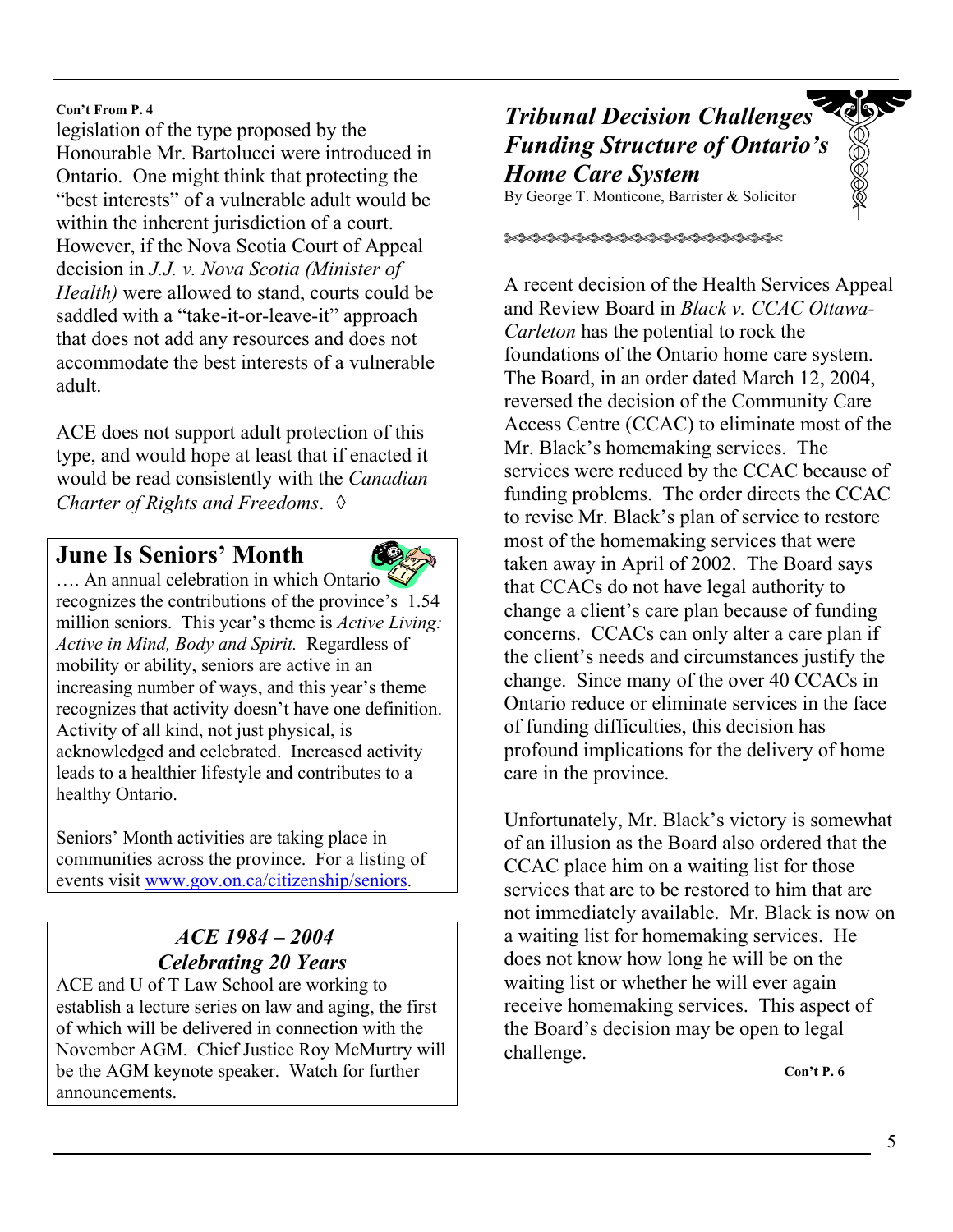**Con't From P. 4**

legislation of the type proposed by the Honourable Mr. Bartolucci were introduced in Ontario. One might think that protecting the "best interests" of a vulnerable adult would be within the inherent jurisdiction of a court. However, if the Nova Scotia Court of Appeal decision in *J.J. v. Nova Scotia (Minister of Health)* were allowed to stand, courts could be saddled with a "take-it-or-leave-it" approach that does not add any resources and does not accommodate the best interests of a vulnerable adult.

ACE does not support adult protection of this type, and would hope at least that if enacted it would be read consistently with the *Canadian Charter of Rights and Freedoms*. ◊

## June Is Seniors' Month

…. An annual celebration in which Ontario recognizes the contributions of the province's 1.54 million seniors. This year's theme is *Active Living: Active in Mind, Body and Spirit.* Regardless of mobility or ability, seniors are active in an increasing number of ways, and this year's theme recognizes that activity doesn't have one definition. Activity of all kind, not just physical, is acknowledged and celebrated. Increased activity leads to a healthier lifestyle and contributes to a healthy Ontario.

Seniors' Month activities are taking place in communities across the province. For a listing of events visit www.gov.on.ca/citizenship/seniors.

## *ACE 1984 – 2004*
## *Celebrating 20 Years*

ACE and U of T Law School are working to establish a lecture series on law and aging, the first of which will be delivered in connection with the November AGM. Chief Justice Roy McMurtry will be the AGM keynote speaker. Watch for further announcements.

## *Tribunal Decision Challenges Funding Structure of Ontario's Home Care System*

By George T. Monticone, Barrister & Solicitor

A recent decision of the Health Services Appeal and Review Board in *Black v. CCAC Ottawa-Carleton* has the potential to rock the foundations of the Ontario home care system. The Board, in an order dated March 12, 2004, reversed the decision of the Community Care Access Centre (CCAC) to eliminate most of the Mr. Black's homemaking services. The services were reduced by the CCAC because of funding problems. The order directs the CCAC to revise Mr. Black's plan of service to restore most of the homemaking services that were taken away in April of 2002. The Board says that CCACs do not have legal authority to change a client's care plan because of funding concerns. CCACs can only alter a care plan if the client's needs and circumstances justify the change. Since many of the over 40 CCACs in Ontario reduce or eliminate services in the face of funding difficulties, this decision has profound implications for the delivery of home care in the province.

Unfortunately, Mr. Black's victory is somewhat of an illusion as the Board also ordered that the CCAC place him on a waiting list for those services that are to be restored to him that are not immediately available. Mr. Black is now on a waiting list for homemaking services. He does not know how long he will be on the waiting list or whether he will ever again receive homemaking services. This aspect of the Board's decision may be open to legal challenge.

**Con't P. 6**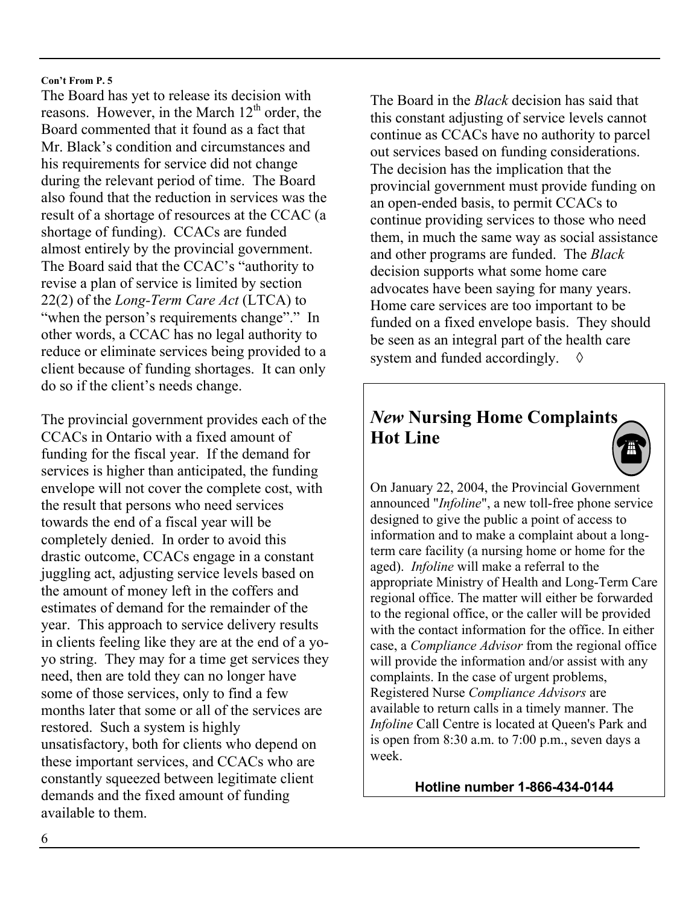**Con't From P. 5**

The Board has yet to release its decision with reasons. However, in the March 12th order, the Board commented that it found as a fact that Mr. Black's condition and circumstances and his requirements for service did not change during the relevant period of time. The Board also found that the reduction in services was the result of a shortage of resources at the CCAC (a shortage of funding). CCACs are funded almost entirely by the provincial government. The Board said that the CCAC's "authority to revise a plan of service is limited by section 22(2) of the *Long-Term Care Act* (LTCA) to "when the person's requirements change"." In other words, a CCAC has no legal authority to reduce or eliminate services being provided to a client because of funding shortages. It can only do so if the client's needs change.

The provincial government provides each of the CCACs in Ontario with a fixed amount of funding for the fiscal year. If the demand for services is higher than anticipated, the funding envelope will not cover the complete cost, with the result that persons who need services towards the end of a fiscal year will be completely denied. In order to avoid this drastic outcome, CCACs engage in a constant juggling act, adjusting service levels based on the amount of money left in the coffers and estimates of demand for the remainder of the year. This approach to service delivery results in clients feeling like they are at the end of a yo-yo string. They may for a time get services they need, then are told they can no longer have some of those services, only to find a few months later that some or all of the services are restored. Such a system is highly unsatisfactory, both for clients who depend on these important services, and CCACs who are constantly squeezed between legitimate client demands and the fixed amount of funding available to them.

The Board in the *Black* decision has said that this constant adjusting of service levels cannot continue as CCACs have no authority to parcel out services based on funding considerations. The decision has the implication that the provincial government must provide funding on an open-ended basis, to permit CCACs to continue providing services to those who need them, in much the same way as social assistance and other programs are funded. The *Black* decision supports what some home care advocates have been saying for many years. Home care services are too important to be funded on a fixed envelope basis. They should be seen as an integral part of the health care system and funded accordingly. ◊

## *New* Nursing Home Complaints Hot Line

On January 22, 2004, the Provincial Government announced "*Infoline*", a new toll-free phone service designed to give the public a point of access to information and to make a complaint about a long-term care facility (a nursing home or home for the aged). *Infoline* will make a referral to the appropriate Ministry of Health and Long-Term Care regional office. The matter will either be forwarded to the regional office, or the caller will be provided with the contact information for the office. In either case, a *Compliance Advisor* from the regional office will provide the information and/or assist with any complaints. In the case of urgent problems, Registered Nurse *Compliance Advisors* are available to return calls in a timely manner. The *Infoline* Call Centre is located at Queen's Park and is open from 8:30 a.m. to 7:00 p.m., seven days a week.

**Hotline number 1-866-434-0144**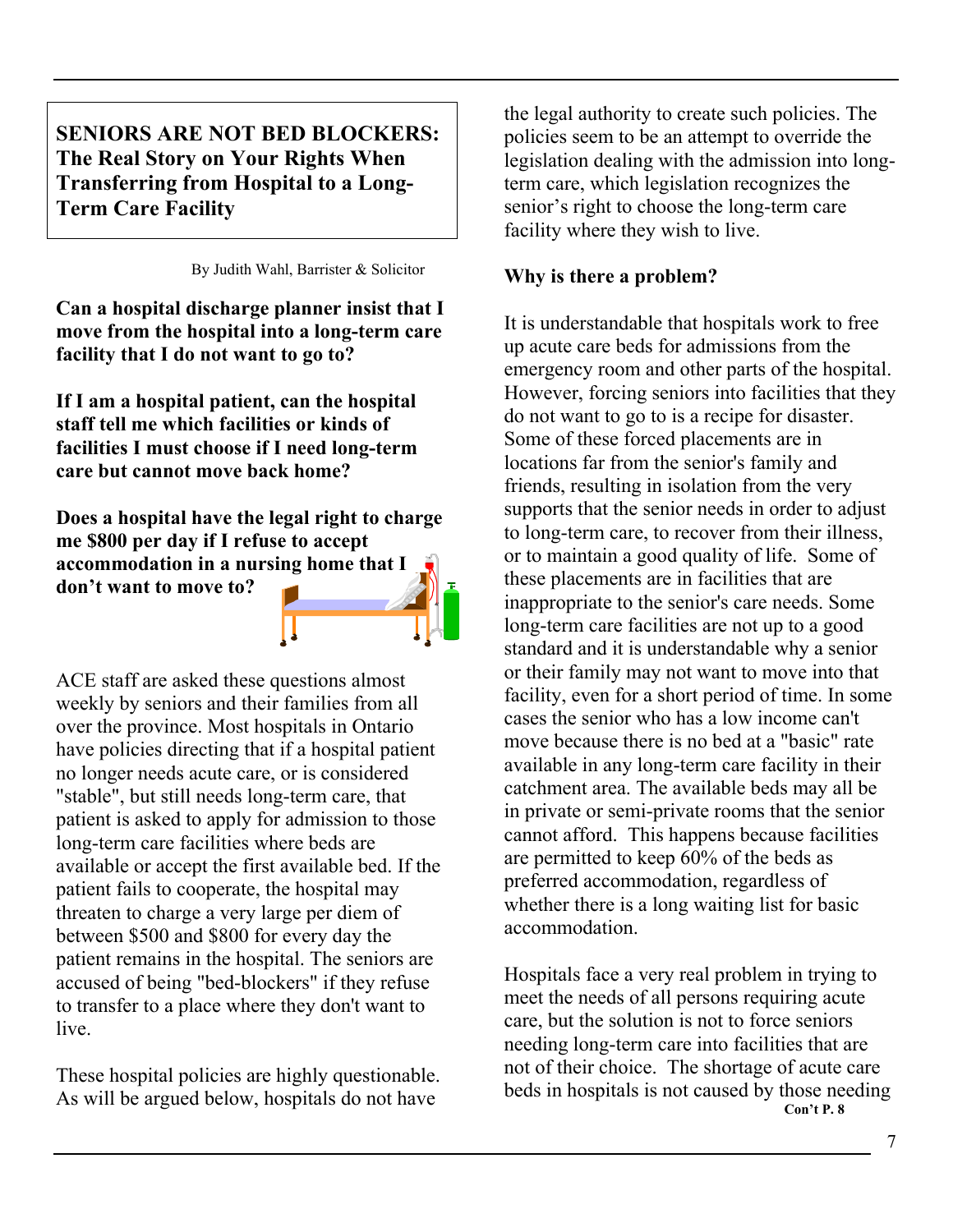# SENIORS ARE NOT BED BLOCKERS: The Real Story on Your Rights When Transferring from Hospital to a Long-Term Care Facility

By Judith Wahl, Barrister & Solicitor

**Can a hospital discharge planner insist that I move from the hospital into a long-term care facility that I do not want to go to?**

**If I am a hospital patient, can the hospital staff tell me which facilities or kinds of facilities I must choose if I need long-term care but cannot move back home?**

**Does a hospital have the legal right to charge me $800 per day if I refuse to accept accommodation in a nursing home that I don't want to move to?**

ACE staff are asked these questions almost weekly by seniors and their families from all over the province. Most hospitals in Ontario have policies directing that if a hospital patient no longer needs acute care, or is considered "stable", but still needs long-term care, that patient is asked to apply for admission to those long-term care facilities where beds are available or accept the first available bed. If the patient fails to cooperate, the hospital may threaten to charge a very large per diem of between $500 and $800 for every day the patient remains in the hospital. The seniors are accused of being "bed-blockers" if they refuse to transfer to a place where they don't want to live.

These hospital policies are highly questionable. As will be argued below, hospitals do not have the legal authority to create such policies. The policies seem to be an attempt to override the legislation dealing with the admission into long-term care, which legislation recognizes the senior's right to choose the long-term care facility where they wish to live.

**Why is there a problem?**

It is understandable that hospitals work to free up acute care beds for admissions from the emergency room and other parts of the hospital. However, forcing seniors into facilities that they do not want to go to is a recipe for disaster. Some of these forced placements are in locations far from the senior's family and friends, resulting in isolation from the very supports that the senior needs in order to adjust to long-term care, to recover from their illness, or to maintain a good quality of life. Some of these placements are in facilities that are inappropriate to the senior's care needs. Some long-term care facilities are not up to a good standard and it is understandable why a senior or their family may not want to move into that facility, even for a short period of time. In some cases the senior who has a low income can't move because there is no bed at a "basic" rate available in any long-term care facility in their catchment area. The available beds may all be in private or semi-private rooms that the senior cannot afford. This happens because facilities are permitted to keep 60% of the beds as preferred accommodation, regardless of whether there is a long waiting list for basic accommodation.

Hospitals face a very real problem in trying to meet the needs of all persons requiring acute care, but the solution is not to force seniors needing long-term care into facilities that are not of their choice. The shortage of acute care beds in hospitals is not caused by those needing

**Con't P. 8**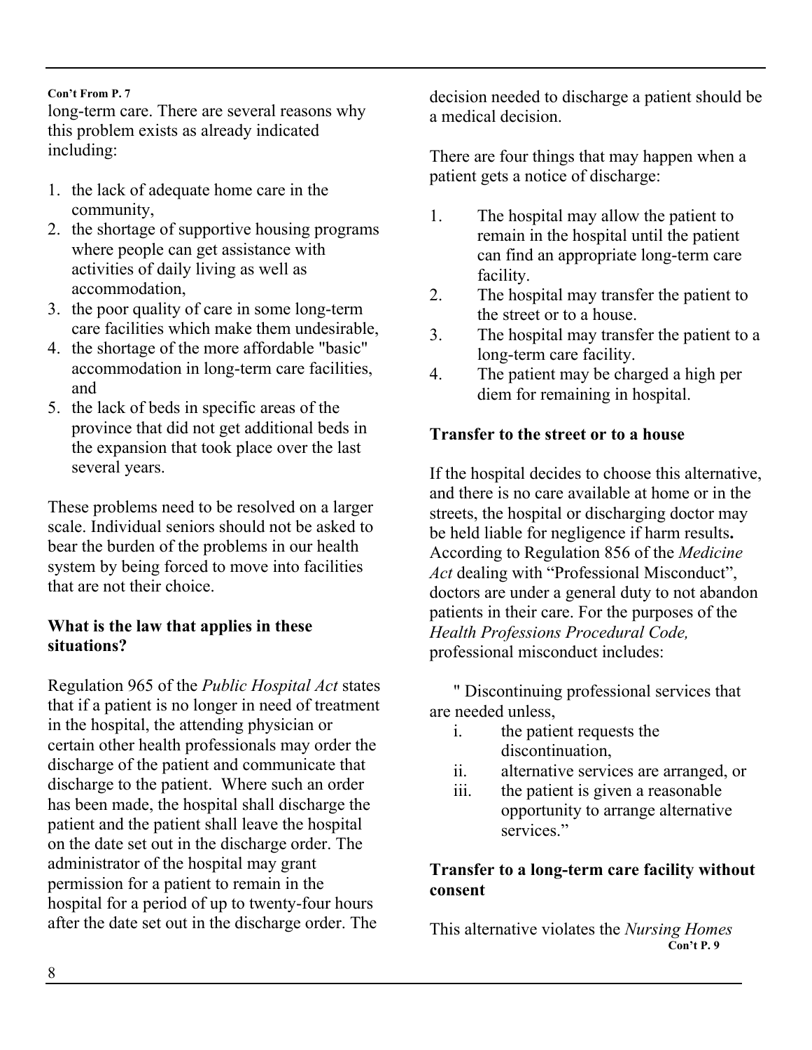**Con't From P. 7**

long-term care. There are several reasons why this problem exists as already indicated including:

1. the lack of adequate home care in the community,
2. the shortage of supportive housing programs where people can get assistance with activities of daily living as well as accommodation,
3. the poor quality of care in some long-term care facilities which make them undesirable,
4. the shortage of the more affordable "basic" accommodation in long-term care facilities, and
5. the lack of beds in specific areas of the province that did not get additional beds in the expansion that took place over the last several years.

These problems need to be resolved on a larger scale. Individual seniors should not be asked to bear the burden of the problems in our health system by being forced to move into facilities that are not their choice.

**What is the law that applies in these situations?**

Regulation 965 of the *Public Hospital Act* states that if a patient is no longer in need of treatment in the hospital, the attending physician or certain other health professionals may order the discharge of the patient and communicate that discharge to the patient. Where such an order has been made, the hospital shall discharge the patient and the patient shall leave the hospital on the date set out in the discharge order. The administrator of the hospital may grant permission for a patient to remain in the hospital for a period of up to twenty-four hours after the date set out in the discharge order. The decision needed to discharge a patient should be a medical decision.

There are four things that may happen when a patient gets a notice of discharge:

1. The hospital may allow the patient to remain in the hospital until the patient can find an appropriate long-term care facility.
2. The hospital may transfer the patient to the street or to a house.
3. The hospital may transfer the patient to a long-term care facility.
4. The patient may be charged a high per diem for remaining in hospital.

**Transfer to the street or to a house**

If the hospital decides to choose this alternative, and there is no care available at home or in the streets, the hospital or discharging doctor may be held liable for negligence if harm results**.** According to Regulation 856 of the *Medicine Act* dealing with "Professional Misconduct", doctors are under a general duty to not abandon patients in their care. For the purposes of the *Health Professions Procedural Code,* professional misconduct includes:

" Discontinuing professional services that are needed unless,

i. the patient requests the discontinuation,
ii. alternative services are arranged, or
iii. the patient is given a reasonable opportunity to arrange alternative services."

**Transfer to a long-term care facility without consent**

This alternative violates the *Nursing Homes*

**Con't P. 9**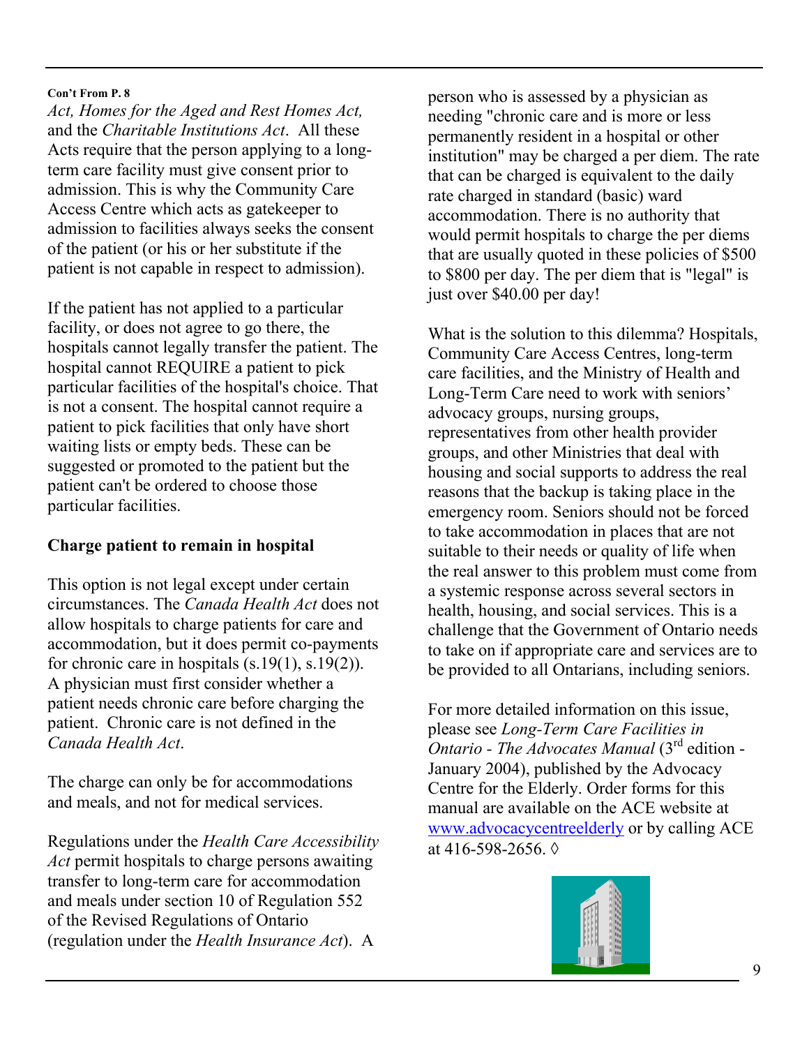**Con't From P. 8**

*Act, Homes for the Aged and Rest Homes Act,* and the *Charitable Institutions Act*. All these Acts require that the person applying to a long-term care facility must give consent prior to admission. This is why the Community Care Access Centre which acts as gatekeeper to admission to facilities always seeks the consent of the patient (or his or her substitute if the patient is not capable in respect to admission).

If the patient has not applied to a particular facility, or does not agree to go there, the hospitals cannot legally transfer the patient. The hospital cannot REQUIRE a patient to pick particular facilities of the hospital's choice. That is not a consent. The hospital cannot require a patient to pick facilities that only have short waiting lists or empty beds. These can be suggested or promoted to the patient but the patient can't be ordered to choose those particular facilities.

**Charge patient to remain in hospital**

This option is not legal except under certain circumstances. The *Canada Health Act* does not allow hospitals to charge patients for care and accommodation, but it does permit co-payments for chronic care in hospitals (s.19(1), s.19(2)). A physician must first consider whether a patient needs chronic care before charging the patient. Chronic care is not defined in the *Canada Health Act*.

The charge can only be for accommodations and meals, and not for medical services.

Regulations under the *Health Care Accessibility Act* permit hospitals to charge persons awaiting transfer to long-term care for accommodation and meals under section 10 of Regulation 552 of the Revised Regulations of Ontario (regulation under the *Health Insurance Act*). A person who is assessed by a physician as needing "chronic care and is more or less permanently resident in a hospital or other institution" may be charged a per diem. The rate that can be charged is equivalent to the daily rate charged in standard (basic) ward accommodation. There is no authority that would permit hospitals to charge the per diems that are usually quoted in these policies of $500 to $800 per day. The per diem that is "legal" is just over $40.00 per day!

What is the solution to this dilemma? Hospitals, Community Care Access Centres, long-term care facilities, and the Ministry of Health and Long-Term Care need to work with seniors' advocacy groups, nursing groups, representatives from other health provider groups, and other Ministries that deal with housing and social supports to address the real reasons that the backup is taking place in the emergency room. Seniors should not be forced to take accommodation in places that are not suitable to their needs or quality of life when the real answer to this problem must come from a systemic response across several sectors in health, housing, and social services. This is a challenge that the Government of Ontario needs to take on if appropriate care and services are to be provided to all Ontarians, including seniors.

For more detailed information on this issue, please see *Long-Term Care Facilities in Ontario - The Advocates Manual* (3rd edition - January 2004), published by the Advocacy Centre for the Elderly. Order forms for this manual are available on the ACE website at www.advocacycentreelderly or by calling ACE at 416-598-2656. ◊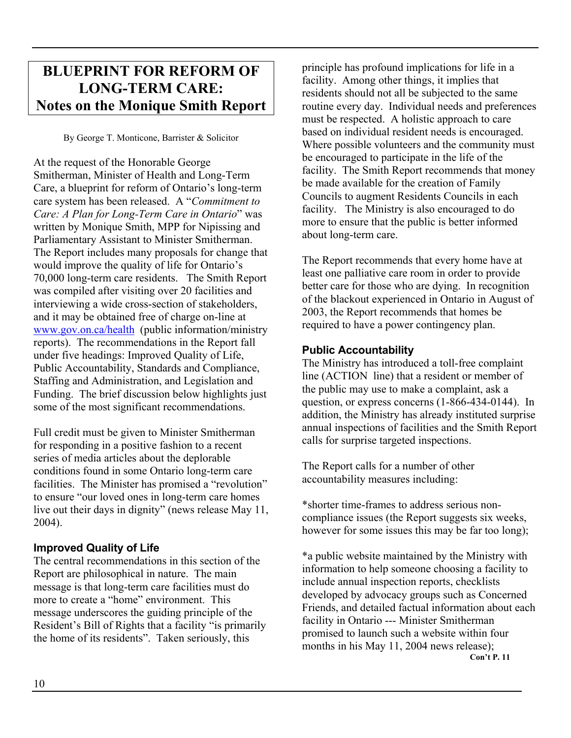# BLUEPRINT FOR REFORM OF LONG-TERM CARE: Notes on the Monique Smith Report

By George T. Monticone, Barrister & Solicitor

At the request of the Honorable George Smitherman, Minister of Health and Long-Term Care, a blueprint for reform of Ontario's long-term care system has been released. A "*Commitment to Care: A Plan for Long-Term Care in Ontario*" was written by Monique Smith, MPP for Nipissing and Parliamentary Assistant to Minister Smitherman. The Report includes many proposals for change that would improve the quality of life for Ontario's 70,000 long-term care residents. The Smith Report was compiled after visiting over 20 facilities and interviewing a wide cross-section of stakeholders, and it may be obtained free of charge on-line at www.gov.on.ca/health (public information/ministry reports). The recommendations in the Report fall under five headings: Improved Quality of Life, Public Accountability, Standards and Compliance, Staffing and Administration, and Legislation and Funding. The brief discussion below highlights just some of the most significant recommendations.

Full credit must be given to Minister Smitherman for responding in a positive fashion to a recent series of media articles about the deplorable conditions found in some Ontario long-term care facilities. The Minister has promised a "revolution" to ensure "our loved ones in long-term care homes live out their days in dignity" (news release May 11, 2004).

### Improved Quality of Life

The central recommendations in this section of the Report are philosophical in nature. The main message is that long-term care facilities must do more to create a "home" environment. This message underscores the guiding principle of the Resident's Bill of Rights that a facility "is primarily the home of its residents". Taken seriously, this principle has profound implications for life in a facility. Among other things, it implies that residents should not all be subjected to the same routine every day. Individual needs and preferences must be respected. A holistic approach to care based on individual resident needs is encouraged. Where possible volunteers and the community must be encouraged to participate in the life of the facility. The Smith Report recommends that money be made available for the creation of Family Councils to augment Residents Councils in each facility. The Ministry is also encouraged to do more to ensure that the public is better informed about long-term care.

The Report recommends that every home have at least one palliative care room in order to provide better care for those who are dying. In recognition of the blackout experienced in Ontario in August of 2003, the Report recommends that homes be required to have a power contingency plan.

### Public Accountability

The Ministry has introduced a toll-free complaint line (ACTION line) that a resident or member of the public may use to make a complaint, ask a question, or express concerns (1-866-434-0144). In addition, the Ministry has already instituted surprise annual inspections of facilities and the Smith Report calls for surprise targeted inspections.

The Report calls for a number of other accountability measures including:

*shorter time-frames to address serious non-compliance issues (the Report suggests six weeks, however for some issues this may be far too long);

*a public website maintained by the Ministry with information to help someone choosing a facility to include annual inspection reports, checklists developed by advocacy groups such as Concerned Friends, and detailed factual information about each facility in Ontario --- Minister Smitherman promised to launch such a website within four months in his May 11, 2004 news release);

**Con't P. 11**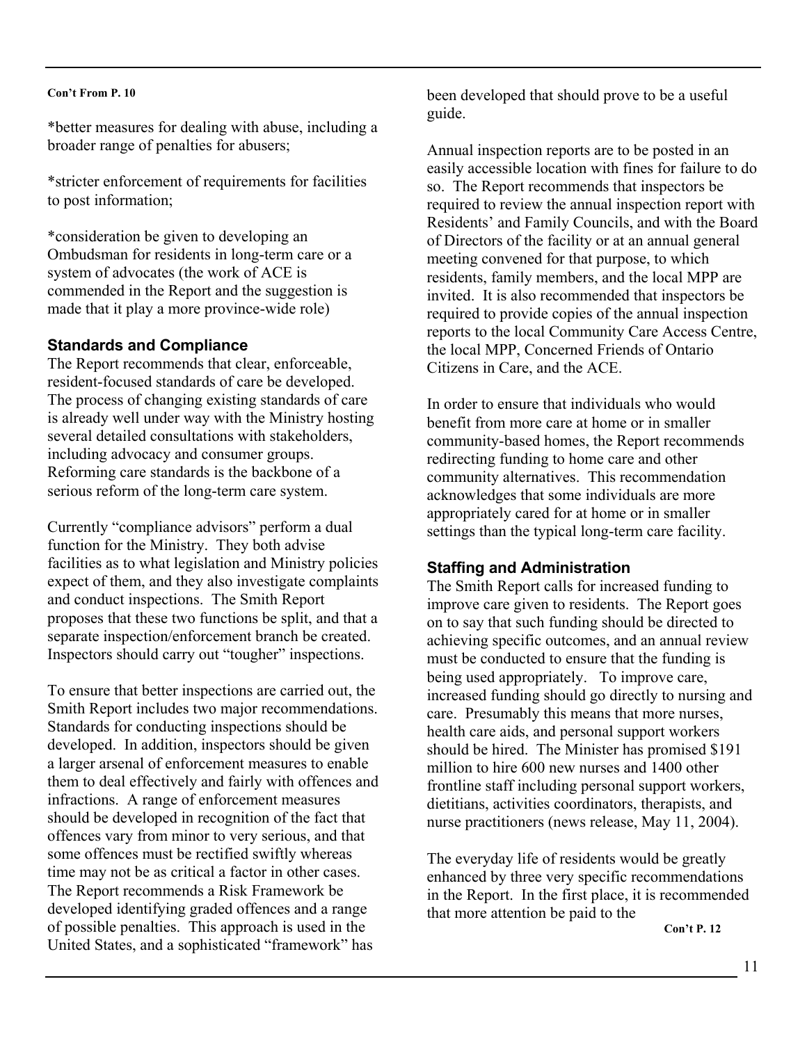**Con't From P. 10**

*better measures for dealing with abuse, including a broader range of penalties for abusers;

*stricter enforcement of requirements for facilities to post information;

*consideration be given to developing an Ombudsman for residents in long-term care or a system of advocates (the work of ACE is commended in the Report and the suggestion is made that it play a more province-wide role)

### Standards and Compliance

The Report recommends that clear, enforceable, resident-focused standards of care be developed. The process of changing existing standards of care is already well under way with the Ministry hosting several detailed consultations with stakeholders, including advocacy and consumer groups. Reforming care standards is the backbone of a serious reform of the long-term care system.

Currently "compliance advisors" perform a dual function for the Ministry. They both advise facilities as to what legislation and Ministry policies expect of them, and they also investigate complaints and conduct inspections. The Smith Report proposes that these two functions be split, and that a separate inspection/enforcement branch be created. Inspectors should carry out "tougher" inspections.

To ensure that better inspections are carried out, the Smith Report includes two major recommendations. Standards for conducting inspections should be developed. In addition, inspectors should be given a larger arsenal of enforcement measures to enable them to deal effectively and fairly with offences and infractions. A range of enforcement measures should be developed in recognition of the fact that offences vary from minor to very serious, and that some offences must be rectified swiftly whereas time may not be as critical a factor in other cases. The Report recommends a Risk Framework be developed identifying graded offences and a range of possible penalties. This approach is used in the United States, and a sophisticated "framework" has been developed that should prove to be a useful guide.

Annual inspection reports are to be posted in an easily accessible location with fines for failure to do so. The Report recommends that inspectors be required to review the annual inspection report with Residents' and Family Councils, and with the Board of Directors of the facility or at an annual general meeting convened for that purpose, to which residents, family members, and the local MPP are invited. It is also recommended that inspectors be required to provide copies of the annual inspection reports to the local Community Care Access Centre, the local MPP, Concerned Friends of Ontario Citizens in Care, and the ACE.

In order to ensure that individuals who would benefit from more care at home or in smaller community-based homes, the Report recommends redirecting funding to home care and other community alternatives. This recommendation acknowledges that some individuals are more appropriately cared for at home or in smaller settings than the typical long-term care facility.

### Staffing and Administration

The Smith Report calls for increased funding to improve care given to residents. The Report goes on to say that such funding should be directed to achieving specific outcomes, and an annual review must be conducted to ensure that the funding is being used appropriately. To improve care, increased funding should go directly to nursing and care. Presumably this means that more nurses, health care aids, and personal support workers should be hired. The Minister has promised $191 million to hire 600 new nurses and 1400 other frontline staff including personal support workers, dietitians, activities coordinators, therapists, and nurse practitioners (news release, May 11, 2004).

The everyday life of residents would be greatly enhanced by three very specific recommendations in the Report. In the first place, it is recommended that more attention be paid to the

**Con't P. 12**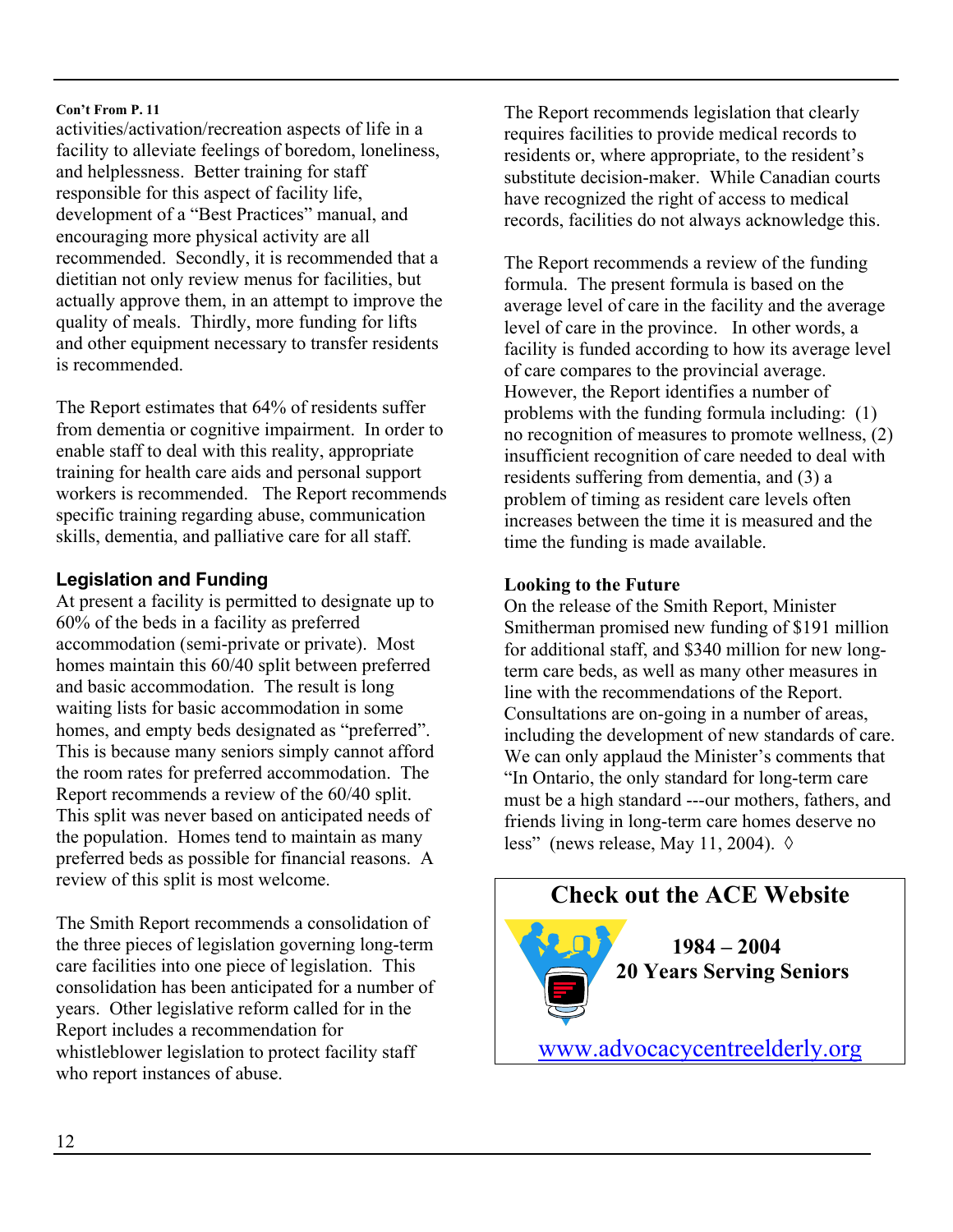**Con't From P. 11**

activities/activation/recreation aspects of life in a facility to alleviate feelings of boredom, loneliness, and helplessness. Better training for staff responsible for this aspect of facility life, development of a "Best Practices" manual, and encouraging more physical activity are all recommended. Secondly, it is recommended that a dietitian not only review menus for facilities, but actually approve them, in an attempt to improve the quality of meals. Thirdly, more funding for lifts and other equipment necessary to transfer residents is recommended.

The Report estimates that 64% of residents suffer from dementia or cognitive impairment. In order to enable staff to deal with this reality, appropriate training for health care aids and personal support workers is recommended. The Report recommends specific training regarding abuse, communication skills, dementia, and palliative care for all staff.

### Legislation and Funding

At present a facility is permitted to designate up to 60% of the beds in a facility as preferred accommodation (semi-private or private). Most homes maintain this 60/40 split between preferred and basic accommodation. The result is long waiting lists for basic accommodation in some homes, and empty beds designated as "preferred". This is because many seniors simply cannot afford the room rates for preferred accommodation. The Report recommends a review of the 60/40 split. This split was never based on anticipated needs of the population. Homes tend to maintain as many preferred beds as possible for financial reasons. A review of this split is most welcome.

The Smith Report recommends a consolidation of the three pieces of legislation governing long-term care facilities into one piece of legislation. This consolidation has been anticipated for a number of years. Other legislative reform called for in the Report includes a recommendation for whistleblower legislation to protect facility staff who report instances of abuse.

The Report recommends legislation that clearly requires facilities to provide medical records to residents or, where appropriate, to the resident's substitute decision-maker. While Canadian courts have recognized the right of access to medical records, facilities do not always acknowledge this.

The Report recommends a review of the funding formula. The present formula is based on the average level of care in the facility and the average level of care in the province. In other words, a facility is funded according to how its average level of care compares to the provincial average. However, the Report identifies a number of problems with the funding formula including: (1) no recognition of measures to promote wellness, (2) insufficient recognition of care needed to deal with residents suffering from dementia, and (3) a problem of timing as resident care levels often increases between the time it is measured and the time the funding is made available.

### Looking to the Future

On the release of the Smith Report, Minister Smitherman promised new funding of $191 million for additional staff, and $340 million for new long-term care beds, as well as many other measures in line with the recommendations of the Report. Consultations are on-going in a number of areas, including the development of new standards of care. We can only applaud the Minister's comments that "In Ontario, the only standard for long-term care must be a high standard ---our mothers, fathers, and friends living in long-term care homes deserve no less" (news release, May 11, 2004). ◊

## Check out the ACE Website

**1984 – 2004**
**20 Years Serving Seniors**

www.advocacycentreelderly.org